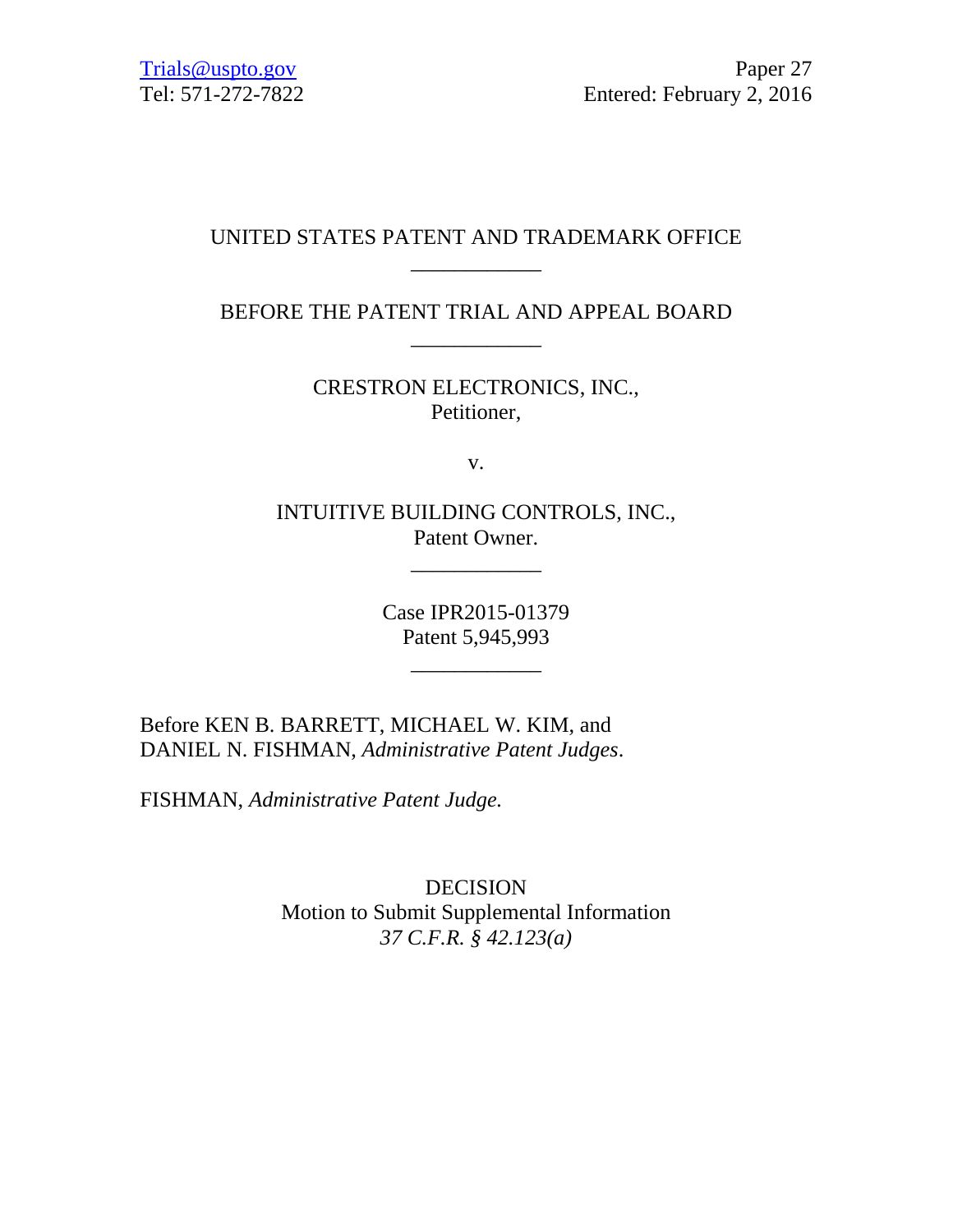Trials@uspto.gov
Tel: 571-272-7822

Paper 27
Entered: February 2, 2016

UNITED STATES PATENT AND TRADEMARK OFFICE

---

BEFORE THE PATENT TRIAL AND APPEAL BOARD

---

CRESTRON ELECTRONICS, INC.,
Petitioner,

v.

INTUITIVE BUILDING CONTROLS, INC.,
Patent Owner.

---

Case IPR2015-01379
Patent 5,945,993

---

Before KEN B. BARRETT, MICHAEL W. KIM, and DANIEL N. FISHMAN, *Administrative Patent Judges*.

FISHMAN, *Administrative Patent Judge.*

DECISION
Motion to Submit Supplemental Information
*37 C.F.R. § 42.123(a)*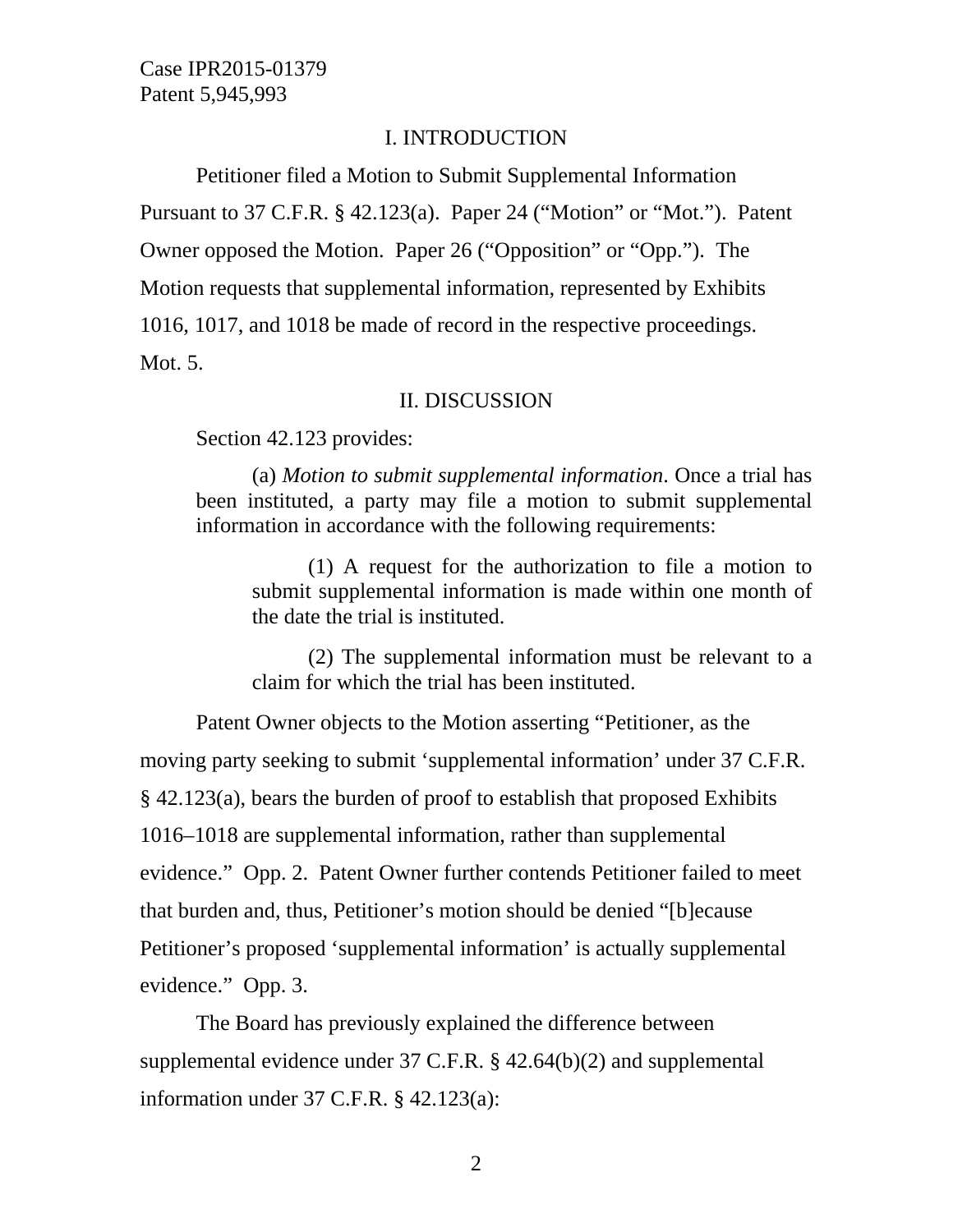## I. INTRODUCTION

Petitioner filed a Motion to Submit Supplemental Information Pursuant to 37 C.F.R. § 42.123(a). Paper 24 ("Motion" or "Mot."). Patent Owner opposed the Motion. Paper 26 ("Opposition" or "Opp."). The Motion requests that supplemental information, represented by Exhibits 1016, 1017, and 1018 be made of record in the respective proceedings. Mot. 5.

## II. DISCUSSION

Section 42.123 provides:

> (a) *Motion to submit supplemental information*. Once a trial has been instituted, a party may file a motion to submit supplemental information in accordance with the following requirements:
>
> > (1) A request for the authorization to file a motion to submit supplemental information is made within one month of the date the trial is instituted.
> >
> > (2) The supplemental information must be relevant to a claim for which the trial has been instituted.

Patent Owner objects to the Motion asserting "Petitioner, as the moving party seeking to submit 'supplemental information' under 37 C.F.R. § 42.123(a), bears the burden of proof to establish that proposed Exhibits 1016–1018 are supplemental information, rather than supplemental evidence." Opp. 2. Patent Owner further contends Petitioner failed to meet that burden and, thus, Petitioner's motion should be denied "[b]ecause Petitioner's proposed 'supplemental information' is actually supplemental evidence." Opp. 3.

The Board has previously explained the difference between supplemental evidence under 37 C.F.R. § 42.64(b)(2) and supplemental information under 37 C.F.R. § 42.123(a):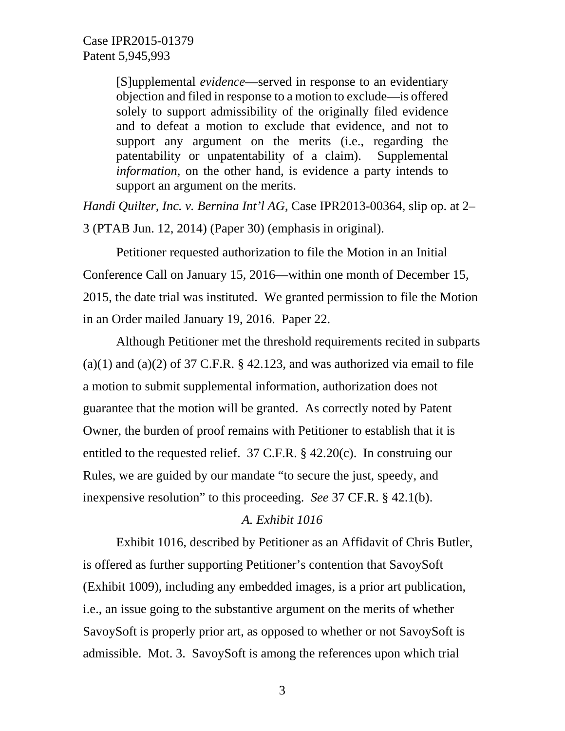> [S]upplemental *evidence*—served in response to an evidentiary objection and filed in response to a motion to exclude—is offered solely to support admissibility of the originally filed evidence and to defeat a motion to exclude that evidence, and not to support any argument on the merits (i.e., regarding the patentability or unpatentability of a claim). Supplemental *information*, on the other hand, is evidence a party intends to support an argument on the merits.

*Handi Quilter, Inc. v. Bernina Int'l AG*, Case IPR2013-00364, slip op. at 2–3 (PTAB Jun. 12, 2014) (Paper 30) (emphasis in original).

Petitioner requested authorization to file the Motion in an Initial Conference Call on January 15, 2016—within one month of December 15, 2015, the date trial was instituted. We granted permission to file the Motion in an Order mailed January 19, 2016. Paper 22.

Although Petitioner met the threshold requirements recited in subparts (a)(1) and (a)(2) of 37 C.F.R. § 42.123, and was authorized via email to file a motion to submit supplemental information, authorization does not guarantee that the motion will be granted. As correctly noted by Patent Owner, the burden of proof remains with Petitioner to establish that it is entitled to the requested relief. 37 C.F.R. § 42.20(c). In construing our Rules, we are guided by our mandate "to secure the just, speedy, and inexpensive resolution" to this proceeding. *See* 37 CF.R. § 42.1(b).

### *A. Exhibit 1016*

Exhibit 1016, described by Petitioner as an Affidavit of Chris Butler, is offered as further supporting Petitioner's contention that SavoySoft (Exhibit 1009), including any embedded images, is a prior art publication, i.e., an issue going to the substantive argument on the merits of whether SavoySoft is properly prior art, as opposed to whether or not SavoySoft is admissible. Mot. 3. SavoySoft is among the references upon which trial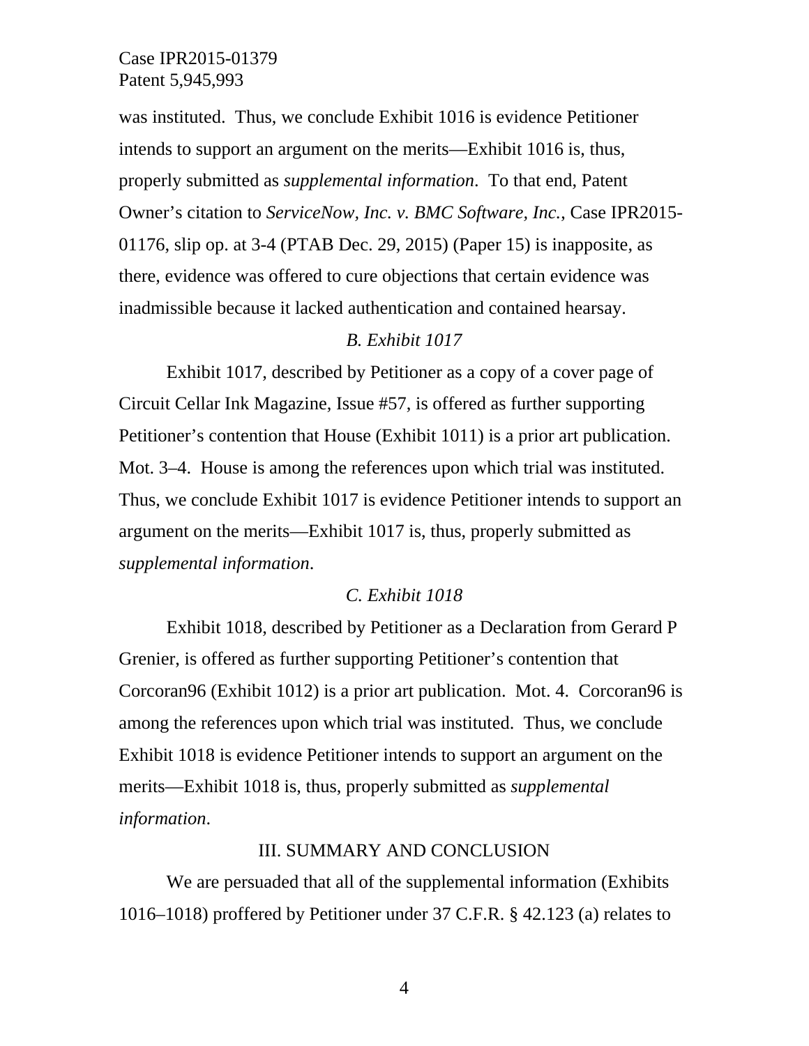was instituted. Thus, we conclude Exhibit 1016 is evidence Petitioner intends to support an argument on the merits—Exhibit 1016 is, thus, properly submitted as *supplemental information*. To that end, Patent Owner's citation to *ServiceNow, Inc. v. BMC Software, Inc.*, Case IPR2015-01176, slip op. at 3-4 (PTAB Dec. 29, 2015) (Paper 15) is inapposite, as there, evidence was offered to cure objections that certain evidence was inadmissible because it lacked authentication and contained hearsay.

### *B. Exhibit 1017*

Exhibit 1017, described by Petitioner as a copy of a cover page of Circuit Cellar Ink Magazine, Issue #57, is offered as further supporting Petitioner's contention that House (Exhibit 1011) is a prior art publication. Mot. 3–4. House is among the references upon which trial was instituted. Thus, we conclude Exhibit 1017 is evidence Petitioner intends to support an argument on the merits—Exhibit 1017 is, thus, properly submitted as *supplemental information*.

### *C. Exhibit 1018*

Exhibit 1018, described by Petitioner as a Declaration from Gerard P Grenier, is offered as further supporting Petitioner's contention that Corcoran96 (Exhibit 1012) is a prior art publication. Mot. 4. Corcoran96 is among the references upon which trial was instituted. Thus, we conclude Exhibit 1018 is evidence Petitioner intends to support an argument on the merits—Exhibit 1018 is, thus, properly submitted as *supplemental information*.

## III. SUMMARY AND CONCLUSION

We are persuaded that all of the supplemental information (Exhibits 1016–1018) proffered by Petitioner under 37 C.F.R. § 42.123 (a) relates to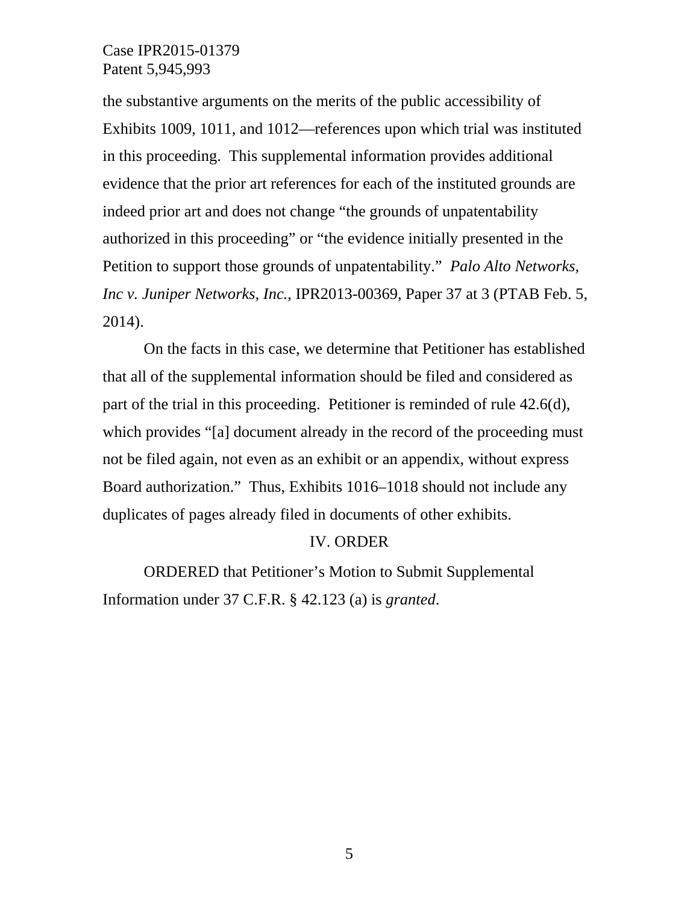the substantive arguments on the merits of the public accessibility of Exhibits 1009, 1011, and 1012—references upon which trial was instituted in this proceeding. This supplemental information provides additional evidence that the prior art references for each of the instituted grounds are indeed prior art and does not change "the grounds of unpatentability authorized in this proceeding" or "the evidence initially presented in the Petition to support those grounds of unpatentability." *Palo Alto Networks, Inc v. Juniper Networks, Inc.*, IPR2013-00369, Paper 37 at 3 (PTAB Feb. 5, 2014).

On the facts in this case, we determine that Petitioner has established that all of the supplemental information should be filed and considered as part of the trial in this proceeding. Petitioner is reminded of rule 42.6(d), which provides "[a] document already in the record of the proceeding must not be filed again, not even as an exhibit or an appendix, without express Board authorization." Thus, Exhibits 1016–1018 should not include any duplicates of pages already filed in documents of other exhibits.

## IV. ORDER

ORDERED that Petitioner's Motion to Submit Supplemental Information under 37 C.F.R. § 42.123 (a) is *granted*.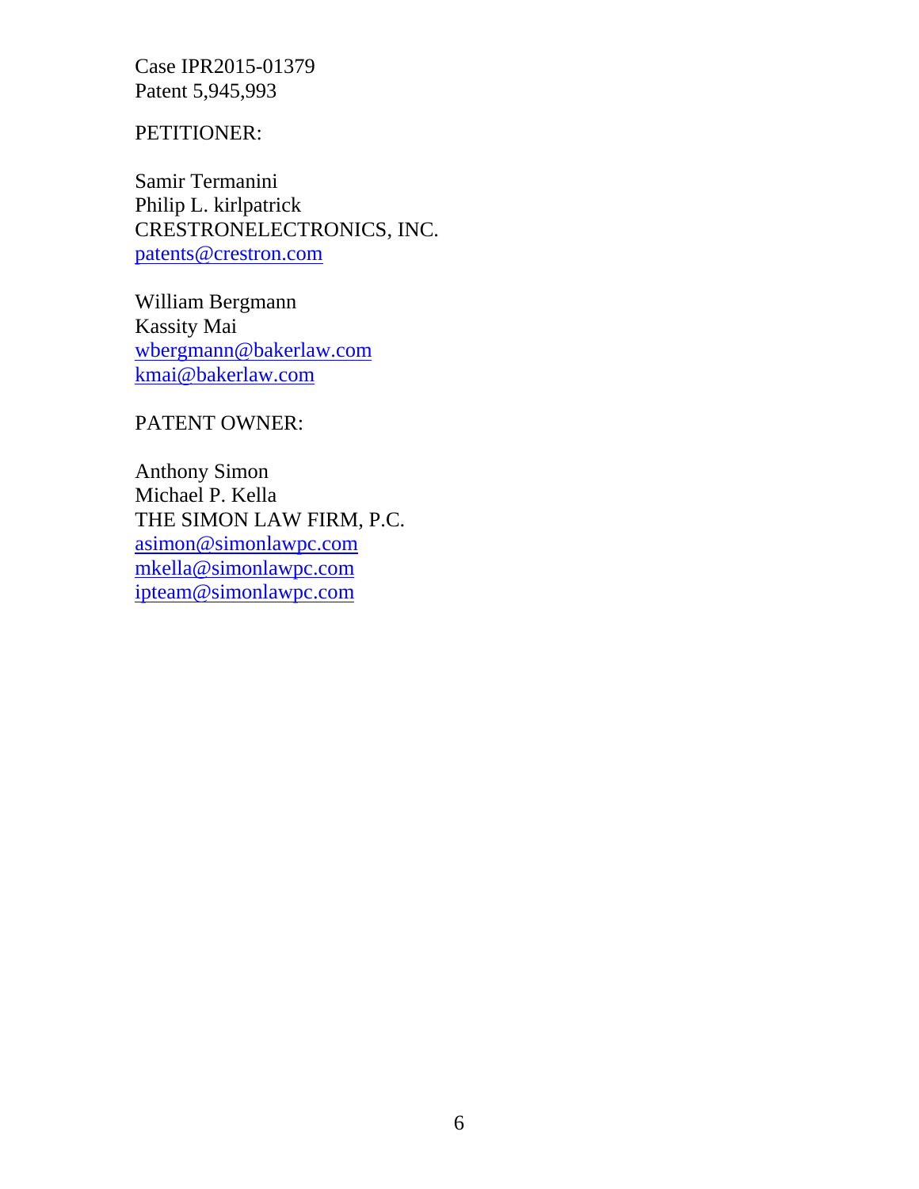Case IPR2015-01379
Patent 5,945,993

PETITIONER:

Samir Termanini
Philip L. kirlpatrick
CRESTRONELECTRONICS, INC.
patents@crestron.com

William Bergmann
Kassity Mai
wbergmann@bakerlaw.com
kmai@bakerlaw.com

PATENT OWNER:

Anthony Simon
Michael P. Kella
THE SIMON LAW FIRM, P.C.
asimon@simonlawpc.com
mkella@simonlawpc.com
ipteam@simonlawpc.com